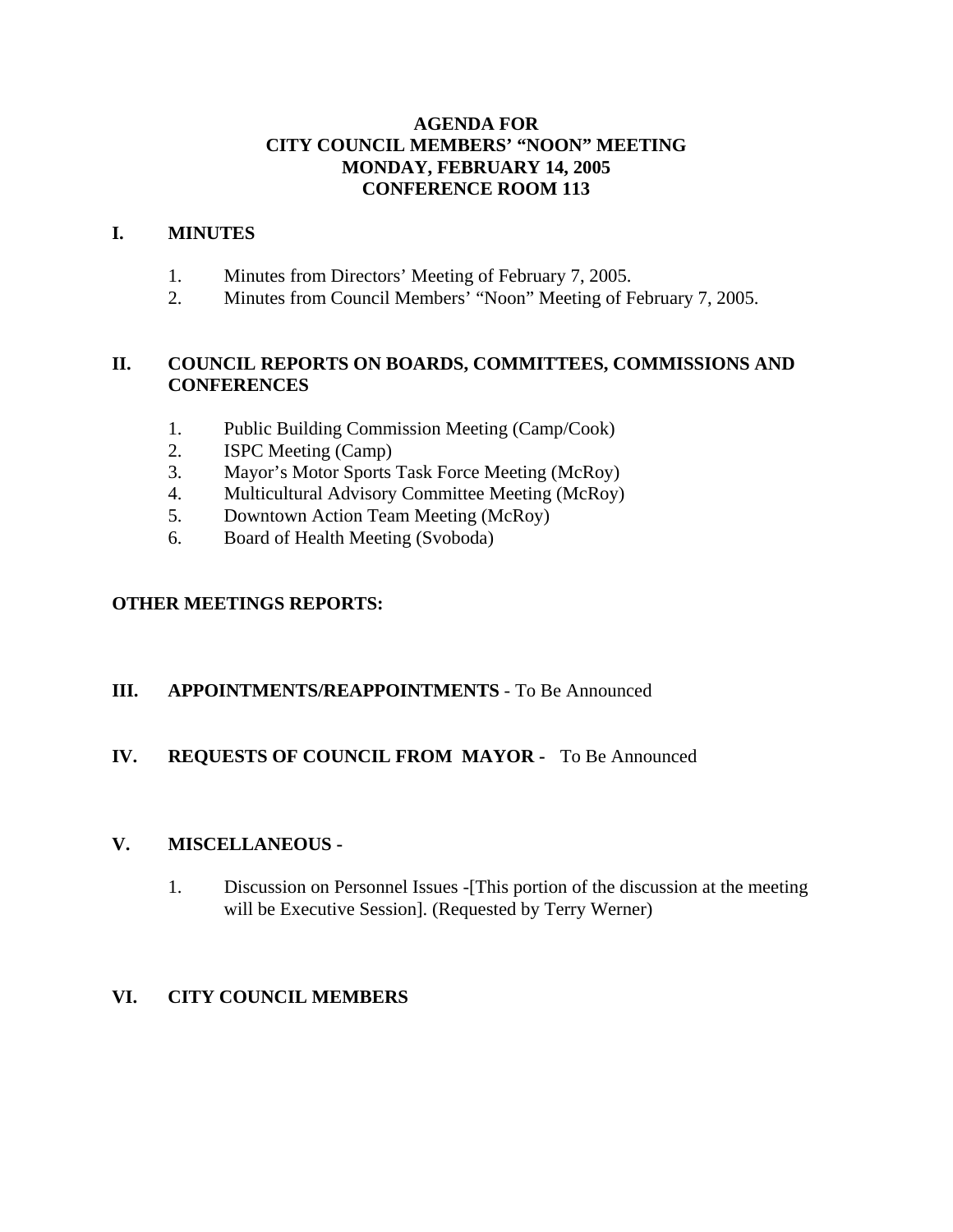# AGENDA FOR
# CITY COUNCIL MEMBERS' "NOON" MEETING
# MONDAY, FEBRUARY 14, 2005
# CONFERENCE ROOM 113

## I. MINUTES

1. Minutes from Directors' Meeting of February 7, 2005.
2. Minutes from Council Members' "Noon" Meeting of February 7, 2005.

## II. COUNCIL REPORTS ON BOARDS, COMMITTEES, COMMISSIONS AND CONFERENCES

1. Public Building Commission Meeting (Camp/Cook)
2. ISPC Meeting (Camp)
3. Mayor's Motor Sports Task Force Meeting (McRoy)
4. Multicultural Advisory Committee Meeting (McRoy)
5. Downtown Action Team Meeting (McRoy)
6. Board of Health Meeting (Svoboda)

**OTHER MEETINGS REPORTS:**

## III. APPOINTMENTS/REAPPOINTMENTS - To Be Announced

## IV. REQUESTS OF COUNCIL FROM MAYOR - To Be Announced

## V. MISCELLANEOUS -

1. Discussion on Personnel Issues -[This portion of the discussion at the meeting will be Executive Session]. (Requested by Terry Werner)

## VI. CITY COUNCIL MEMBERS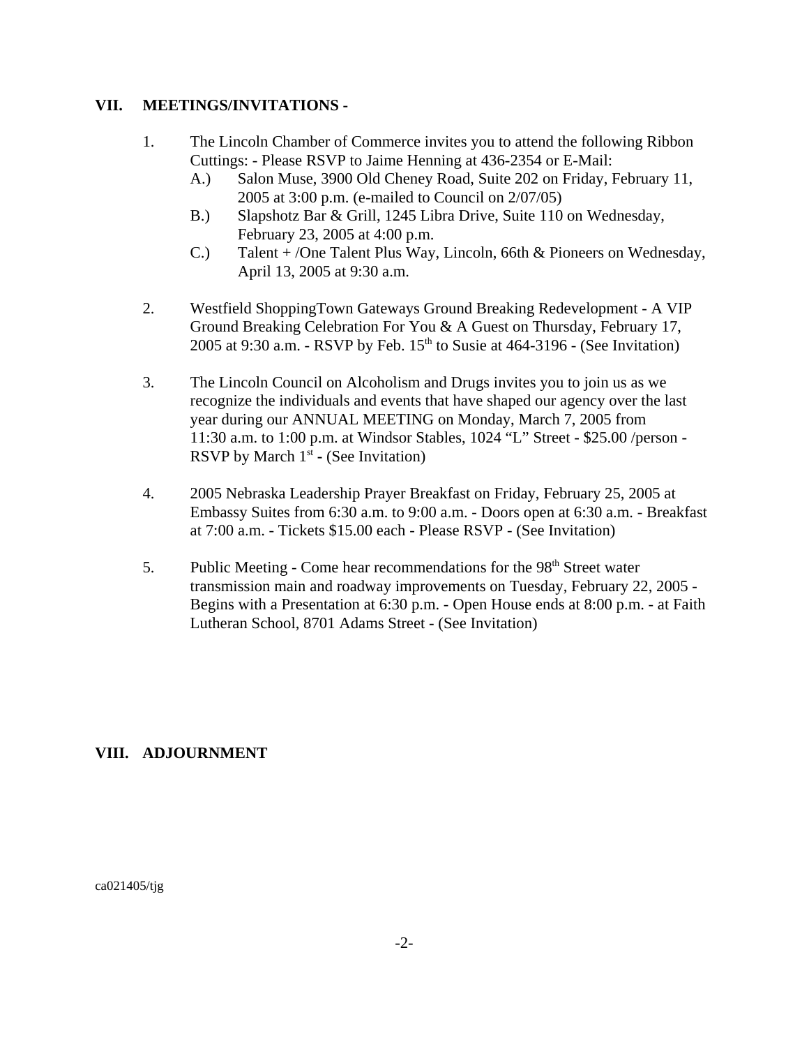## VII. MEETINGS/INVITATIONS -

1. The Lincoln Chamber of Commerce invites you to attend the following Ribbon Cuttings: - Please RSVP to Jaime Henning at 436-2354 or E-Mail:
   - A.) Salon Muse, 3900 Old Cheney Road, Suite 202 on Friday, February 11, 2005 at 3:00 p.m. (e-mailed to Council on 2/07/05)
   - B.) Slapshotz Bar & Grill, 1245 Libra Drive, Suite 110 on Wednesday, February 23, 2005 at 4:00 p.m.
   - C.) Talent + /One Talent Plus Way, Lincoln, 66th & Pioneers on Wednesday, April 13, 2005 at 9:30 a.m.

2. Westfield ShoppingTown Gateways Ground Breaking Redevelopment - A VIP Ground Breaking Celebration For You & A Guest on Thursday, February 17, 2005 at 9:30 a.m. - RSVP by Feb. 15th to Susie at 464-3196 - (See Invitation)

3. The Lincoln Council on Alcoholism and Drugs invites you to join us as we recognize the individuals and events that have shaped our agency over the last year during our ANNUAL MEETING on Monday, March 7, 2005 from 11:30 a.m. to 1:00 p.m. at Windsor Stables, 1024 "L" Street - $25.00 /person - RSVP by March 1st - (See Invitation)

4. 2005 Nebraska Leadership Prayer Breakfast on Friday, February 25, 2005 at Embassy Suites from 6:30 a.m. to 9:00 a.m. - Doors open at 6:30 a.m. - Breakfast at 7:00 a.m. - Tickets $15.00 each - Please RSVP - (See Invitation)

5. Public Meeting - Come hear recommendations for the 98th Street water transmission main and roadway improvements on Tuesday, February 22, 2005 - Begins with a Presentation at 6:30 p.m. - Open House ends at 8:00 p.m. - at Faith Lutheran School, 8701 Adams Street - (See Invitation)

## VIII. ADJOURNMENT

ca021405/tjg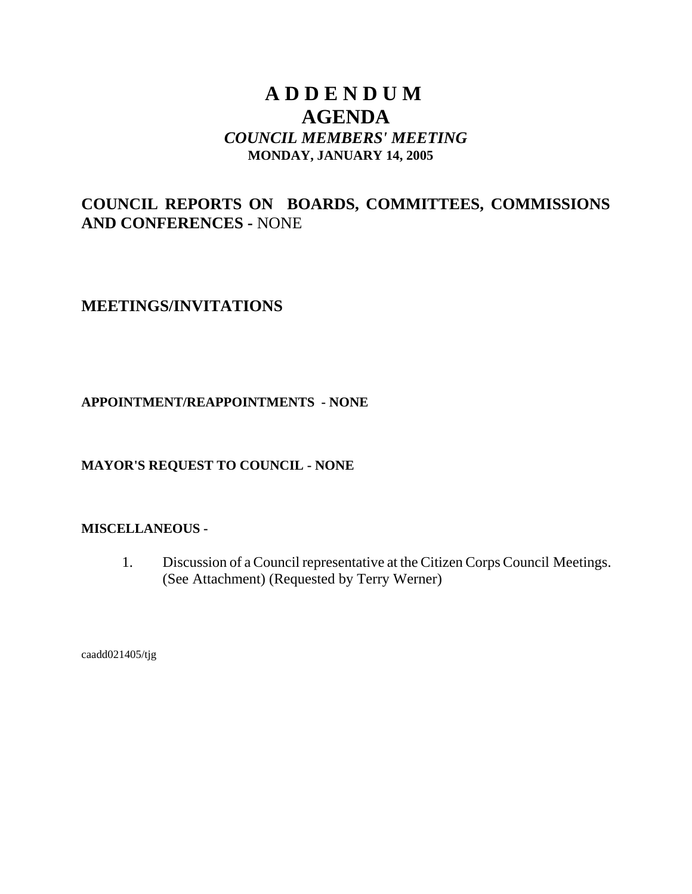# A D D E N D U M
# AGENDA
### *COUNCIL MEMBERS' MEETING*
**MONDAY, JANUARY 14, 2005**

## COUNCIL REPORTS ON BOARDS, COMMITTEES, COMMISSIONS AND CONFERENCES - NONE

## MEETINGS/INVITATIONS

**APPOINTMENT/REAPPOINTMENTS - NONE**

**MAYOR'S REQUEST TO COUNCIL - NONE**

**MISCELLANEOUS -**

1. Discussion of a Council representative at the Citizen Corps Council Meetings. (See Attachment) (Requested by Terry Werner)

caadd021405/tjg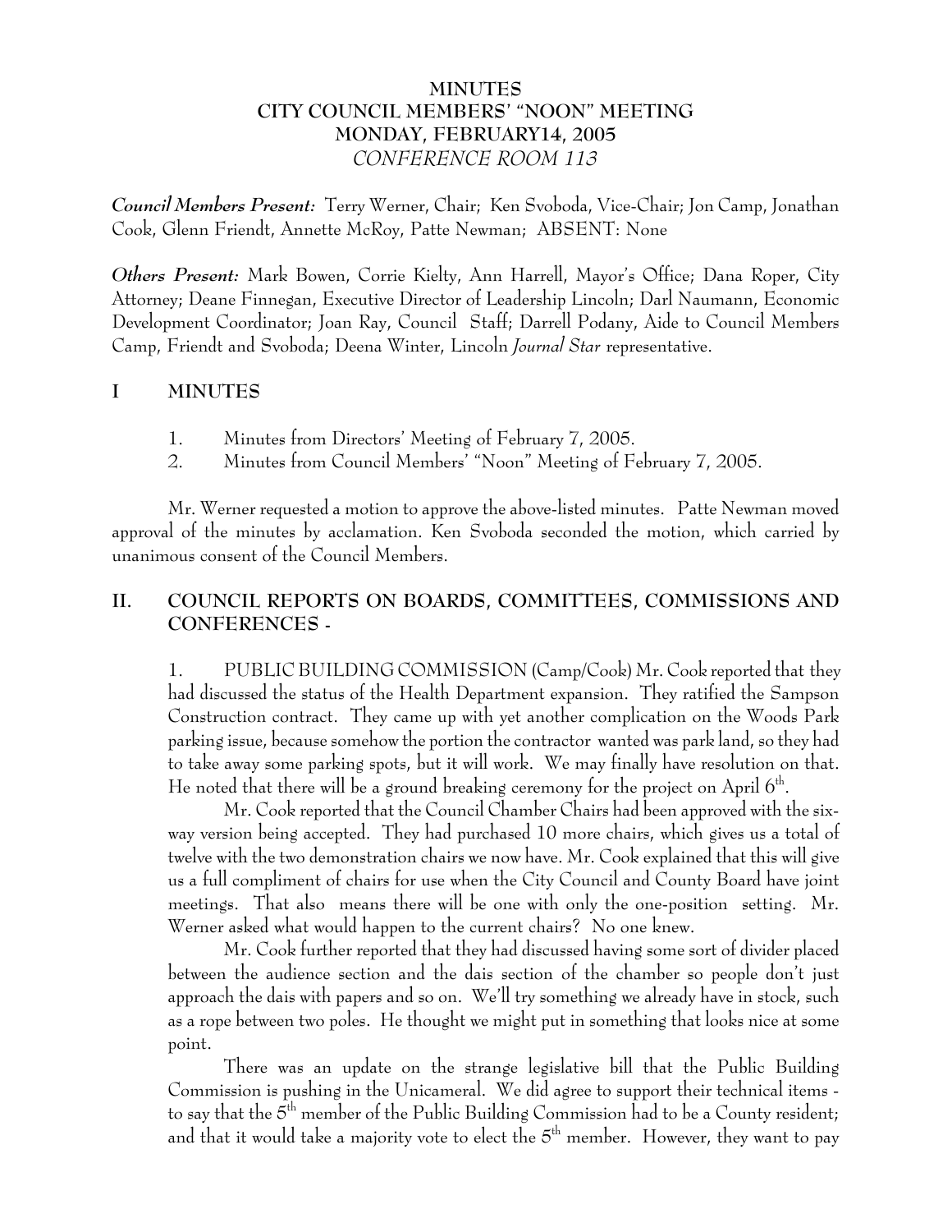**MINUTES**
**CITY COUNCIL MEMBERS' "NOON" MEETING**
**MONDAY, FEBRUARY14, 2005**
*CONFERENCE ROOM 113*

***Council Members Present:*** Terry Werner, Chair; Ken Svoboda, Vice-Chair; Jon Camp, Jonathan Cook, Glenn Friendt, Annette McRoy, Patte Newman; ABSENT: None

***Others Present:*** Mark Bowen, Corrie Kielty, Ann Harrell, Mayor's Office; Dana Roper, City Attorney; Deane Finnegan, Executive Director of Leadership Lincoln; Darl Naumann, Economic Development Coordinator; Joan Ray, Council Staff; Darrell Podany, Aide to Council Members Camp, Friendt and Svoboda; Deena Winter, Lincoln *Journal Star* representative.

## I MINUTES

1. Minutes from Directors' Meeting of February 7, 2005.
2. Minutes from Council Members' "Noon" Meeting of February 7, 2005.

Mr. Werner requested a motion to approve the above-listed minutes. Patte Newman moved approval of the minutes by acclamation. Ken Svoboda seconded the motion, which carried by unanimous consent of the Council Members.

## II. COUNCIL REPORTS ON BOARDS, COMMITTEES, COMMISSIONS AND CONFERENCES -

1. PUBLIC BUILDING COMMISSION (Camp/Cook) Mr. Cook reported that they had discussed the status of the Health Department expansion. They ratified the Sampson Construction contract. They came up with yet another complication on the Woods Park parking issue, because somehow the portion the contractor wanted was park land, so they had to take away some parking spots, but it will work. We may finally have resolution on that. He noted that there will be a ground breaking ceremony for the project on April 6th.

Mr. Cook reported that the Council Chamber Chairs had been approved with the six-way version being accepted. They had purchased 10 more chairs, which gives us a total of twelve with the two demonstration chairs we now have. Mr. Cook explained that this will give us a full compliment of chairs for use when the City Council and County Board have joint meetings. That also means there will be one with only the one-position setting. Mr. Werner asked what would happen to the current chairs? No one knew.

Mr. Cook further reported that they had discussed having some sort of divider placed between the audience section and the dais section of the chamber so people don't just approach the dais with papers and so on. We'll try something we already have in stock, such as a rope between two poles. He thought we might put in something that looks nice at some point.

There was an update on the strange legislative bill that the Public Building Commission is pushing in the Unicameral. We did agree to support their technical items - to say that the 5th member of the Public Building Commission had to be a County resident; and that it would take a majority vote to elect the 5th member. However, they want to pay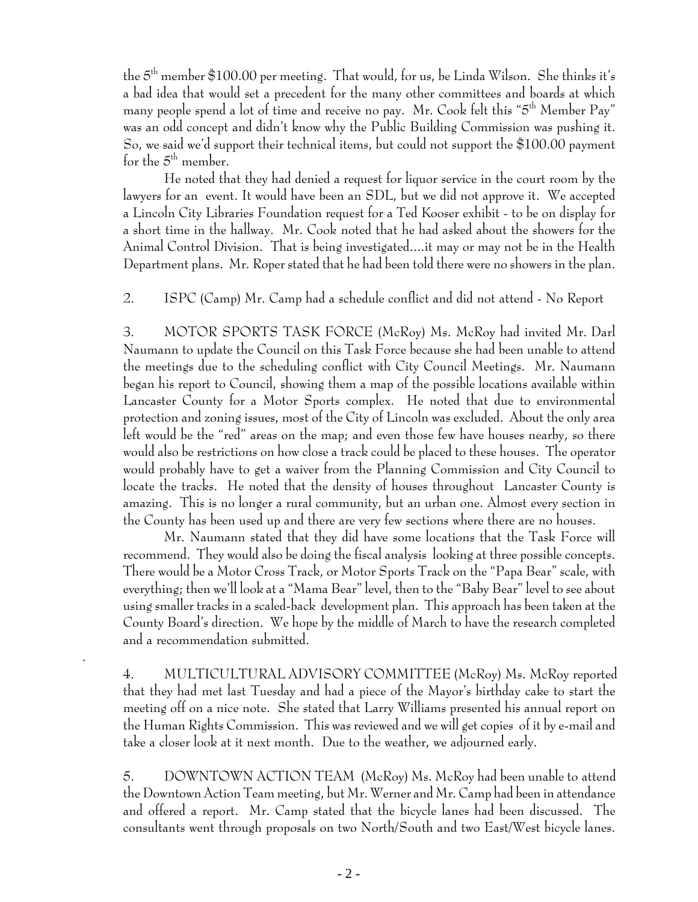the 5th member $100.00 per meeting. That would, for us, be Linda Wilson. She thinks it's a bad idea that would set a precedent for the many other committees and boards at which many people spend a lot of time and receive no pay. Mr. Cook felt this "5th Member Pay" was an odd concept and didn't know why the Public Building Commission was pushing it. So, we said we'd support their technical items, but could not support the $100.00 payment for the 5th member.

He noted that they had denied a request for liquor service in the court room by the lawyers for an event. It would have been an SDL, but we did not approve it. We accepted a Lincoln City Libraries Foundation request for a Ted Kooser exhibit - to be on display for a short time in the hallway. Mr. Cook noted that he had asked about the showers for the Animal Control Division. That is being investigated....it may or may not be in the Health Department plans. Mr. Roper stated that he had been told there were no showers in the plan.

2. ISPC (Camp) Mr. Camp had a schedule conflict and did not attend - No Report

3. MOTOR SPORTS TASK FORCE (McRoy) Ms. McRoy had invited Mr. Darl Naumann to update the Council on this Task Force because she had been unable to attend the meetings due to the scheduling conflict with City Council Meetings. Mr. Naumann began his report to Council, showing them a map of the possible locations available within Lancaster County for a Motor Sports complex. He noted that due to environmental protection and zoning issues, most of the City of Lincoln was excluded. About the only area left would be the "red" areas on the map; and even those few have houses nearby, so there would also be restrictions on how close a track could be placed to these houses. The operator would probably have to get a waiver from the Planning Commission and City Council to locate the tracks. He noted that the density of houses throughout Lancaster County is amazing. This is no longer a rural community, but an urban one. Almost every section in the County has been used up and there are very few sections where there are no houses.

Mr. Naumann stated that they did have some locations that the Task Force will recommend. They would also be doing the fiscal analysis looking at three possible concepts. There would be a Motor Cross Track, or Motor Sports Track on the "Papa Bear" scale, with everything; then we'll look at a "Mama Bear" level, then to the "Baby Bear" level to see about using smaller tracks in a scaled-back development plan. This approach has been taken at the County Board's direction. We hope by the middle of March to have the research completed and a recommendation submitted.

4. MULTICULTURAL ADVISORY COMMITTEE (McRoy) Ms. McRoy reported that they had met last Tuesday and had a piece of the Mayor's birthday cake to start the meeting off on a nice note. She stated that Larry Williams presented his annual report on the Human Rights Commission. This was reviewed and we will get copies of it by e-mail and take a closer look at it next month. Due to the weather, we adjourned early.

5. DOWNTOWN ACTION TEAM (McRoy) Ms. McRoy had been unable to attend the Downtown Action Team meeting, but Mr. Werner and Mr. Camp had been in attendance and offered a report. Mr. Camp stated that the bicycle lanes had been discussed. The consultants went through proposals on two North/South and two East/West bicycle lanes.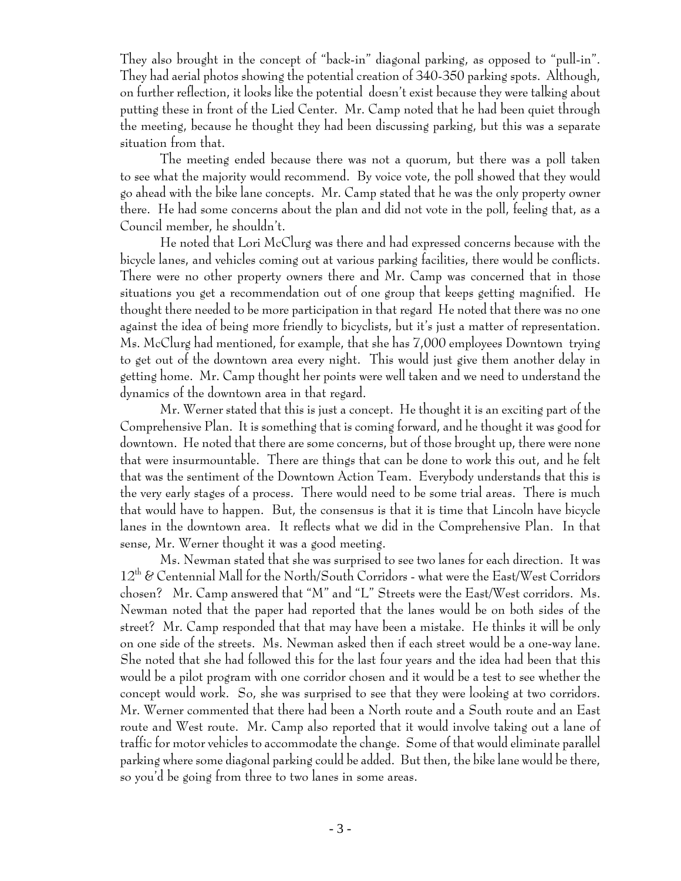They also brought in the concept of "back-in" diagonal parking, as opposed to "pull-in". They had aerial photos showing the potential creation of 340-350 parking spots. Although, on further reflection, it looks like the potential doesn't exist because they were talking about putting these in front of the Lied Center. Mr. Camp noted that he had been quiet through the meeting, because he thought they had been discussing parking, but this was a separate situation from that.

The meeting ended because there was not a quorum, but there was a poll taken to see what the majority would recommend. By voice vote, the poll showed that they would go ahead with the bike lane concepts. Mr. Camp stated that he was the only property owner there. He had some concerns about the plan and did not vote in the poll, feeling that, as a Council member, he shouldn't.

He noted that Lori McClurg was there and had expressed concerns because with the bicycle lanes, and vehicles coming out at various parking facilities, there would be conflicts. There were no other property owners there and Mr. Camp was concerned that in those situations you get a recommendation out of one group that keeps getting magnified. He thought there needed to be more participation in that regard He noted that there was no one against the idea of being more friendly to bicyclists, but it's just a matter of representation. Ms. McClurg had mentioned, for example, that she has 7,000 employees Downtown trying to get out of the downtown area every night. This would just give them another delay in getting home. Mr. Camp thought her points were well taken and we need to understand the dynamics of the downtown area in that regard.

Mr. Werner stated that this is just a concept. He thought it is an exciting part of the Comprehensive Plan. It is something that is coming forward, and he thought it was good for downtown. He noted that there are some concerns, but of those brought up, there were none that were insurmountable. There are things that can be done to work this out, and he felt that was the sentiment of the Downtown Action Team. Everybody understands that this is the very early stages of a process. There would need to be some trial areas. There is much that would have to happen. But, the consensus is that it is time that Lincoln have bicycle lanes in the downtown area. It reflects what we did in the Comprehensive Plan. In that sense, Mr. Werner thought it was a good meeting.

Ms. Newman stated that she was surprised to see two lanes for each direction. It was 12th & Centennial Mall for the North/South Corridors - what were the East/West Corridors chosen? Mr. Camp answered that "M" and "L" Streets were the East/West corridors. Ms. Newman noted that the paper had reported that the lanes would be on both sides of the street? Mr. Camp responded that that may have been a mistake. He thinks it will be only on one side of the streets. Ms. Newman asked then if each street would be a one-way lane. She noted that she had followed this for the last four years and the idea had been that this would be a pilot program with one corridor chosen and it would be a test to see whether the concept would work. So, she was surprised to see that they were looking at two corridors. Mr. Werner commented that there had been a North route and a South route and an East route and West route. Mr. Camp also reported that it would involve taking out a lane of traffic for motor vehicles to accommodate the change. Some of that would eliminate parallel parking where some diagonal parking could be added. But then, the bike lane would be there, so you'd be going from three to two lanes in some areas.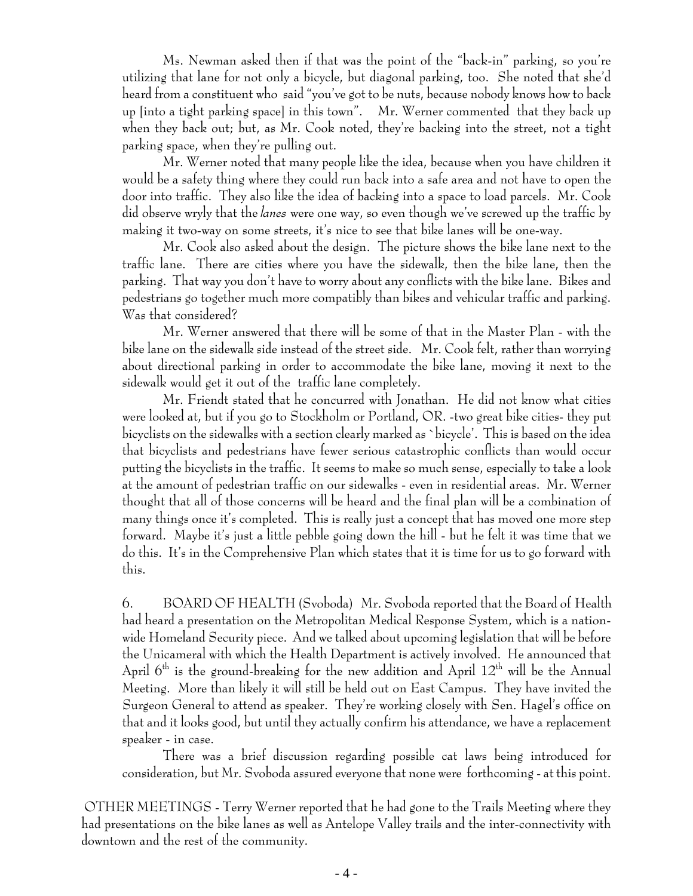Ms. Newman asked then if that was the point of the "back-in" parking, so you're utilizing that lane for not only a bicycle, but diagonal parking, too. She noted that she'd heard from a constituent who said "you've got to be nuts, because nobody knows how to back up [into a tight parking space] in this town". Mr. Werner commented that they back up when they back out; but, as Mr. Cook noted, they're backing into the street, not a tight parking space, when they're pulling out.

Mr. Werner noted that many people like the idea, because when you have children it would be a safety thing where they could run back into a safe area and not have to open the door into traffic. They also like the idea of backing into a space to load parcels. Mr. Cook did observe wryly that the *lanes* were one way, so even though we've screwed up the traffic by making it two-way on some streets, it's nice to see that bike lanes will be one-way.

Mr. Cook also asked about the design. The picture shows the bike lane next to the traffic lane. There are cities where you have the sidewalk, then the bike lane, then the parking. That way you don't have to worry about any conflicts with the bike lane. Bikes and pedestrians go together much more compatibly than bikes and vehicular traffic and parking. Was that considered?

Mr. Werner answered that there will be some of that in the Master Plan - with the bike lane on the sidewalk side instead of the street side. Mr. Cook felt, rather than worrying about directional parking in order to accommodate the bike lane, moving it next to the sidewalk would get it out of the traffic lane completely.

Mr. Friendt stated that he concurred with Jonathan. He did not know what cities were looked at, but if you go to Stockholm or Portland, OR. -two great bike cities- they put bicyclists on the sidewalks with a section clearly marked as `bicycle'. This is based on the idea that bicyclists and pedestrians have fewer serious catastrophic conflicts than would occur putting the bicyclists in the traffic. It seems to make so much sense, especially to take a look at the amount of pedestrian traffic on our sidewalks - even in residential areas. Mr. Werner thought that all of those concerns will be heard and the final plan will be a combination of many things once it's completed. This is really just a concept that has moved one more step forward. Maybe it's just a little pebble going down the hill - but he felt it was time that we do this. It's in the Comprehensive Plan which states that it is time for us to go forward with this.

6. BOARD OF HEALTH (Svoboda) Mr. Svoboda reported that the Board of Health had heard a presentation on the Metropolitan Medical Response System, which is a nation-wide Homeland Security piece. And we talked about upcoming legislation that will be before the Unicameral with which the Health Department is actively involved. He announced that April 6th is the ground-breaking for the new addition and April 12th will be the Annual Meeting. More than likely it will still be held out on East Campus. They have invited the Surgeon General to attend as speaker. They're working closely with Sen. Hagel's office on that and it looks good, but until they actually confirm his attendance, we have a replacement speaker - in case.

There was a brief discussion regarding possible cat laws being introduced for consideration, but Mr. Svoboda assured everyone that none were forthcoming - at this point.

OTHER MEETINGS - Terry Werner reported that he had gone to the Trails Meeting where they had presentations on the bike lanes as well as Antelope Valley trails and the inter-connectivity with downtown and the rest of the community.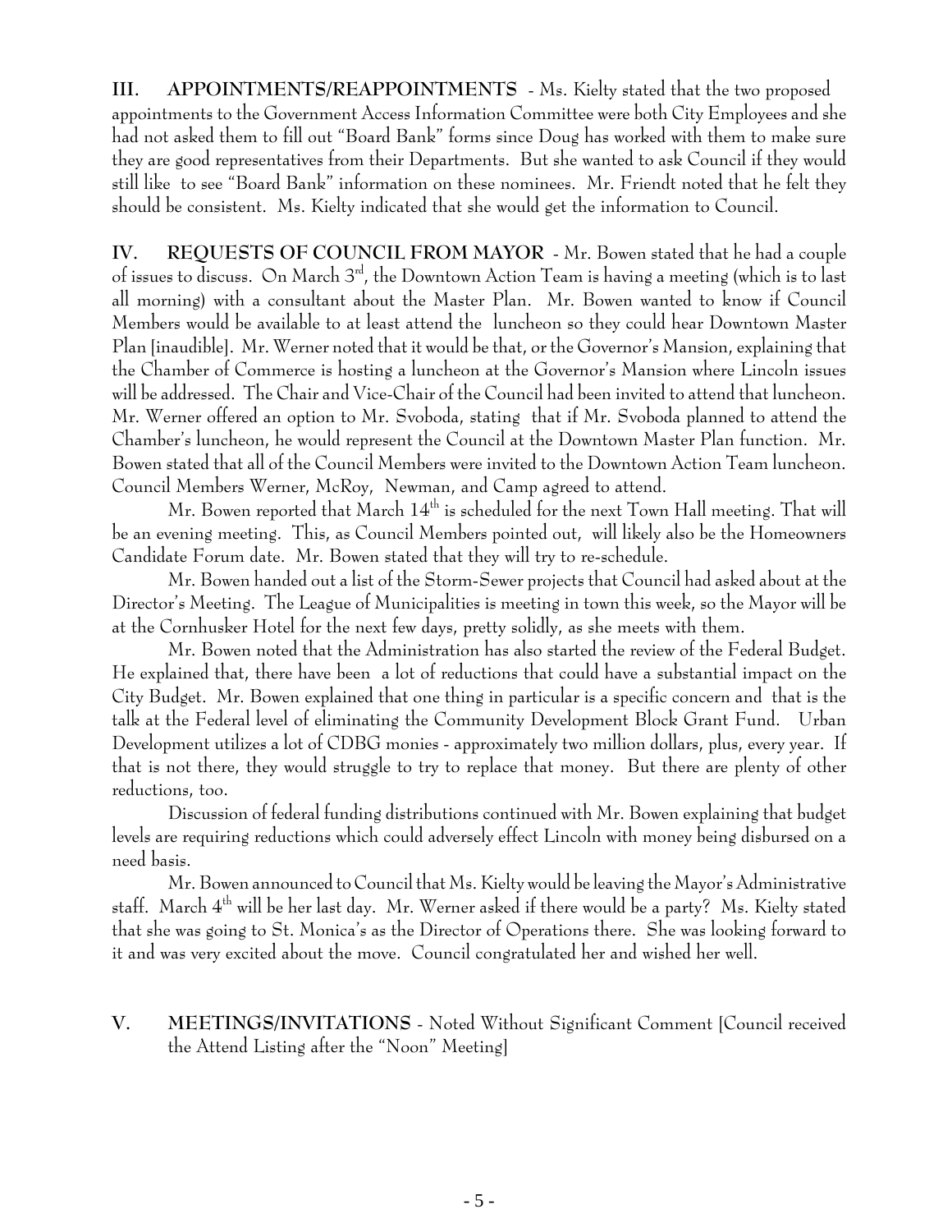**III. APPOINTMENTS/REAPPOINTMENTS** - Ms. Kielty stated that the two proposed appointments to the Government Access Information Committee were both City Employees and she had not asked them to fill out "Board Bank" forms since Doug has worked with them to make sure they are good representatives from their Departments. But she wanted to ask Council if they would still like to see "Board Bank" information on these nominees. Mr. Friendt noted that he felt they should be consistent. Ms. Kielty indicated that she would get the information to Council.

**IV. REQUESTS OF COUNCIL FROM MAYOR** - Mr. Bowen stated that he had a couple of issues to discuss. On March 3rd, the Downtown Action Team is having a meeting (which is to last all morning) with a consultant about the Master Plan. Mr. Bowen wanted to know if Council Members would be available to at least attend the luncheon so they could hear Downtown Master Plan [inaudible]. Mr. Werner noted that it would be that, or the Governor's Mansion, explaining that the Chamber of Commerce is hosting a luncheon at the Governor's Mansion where Lincoln issues will be addressed. The Chair and Vice-Chair of the Council had been invited to attend that luncheon. Mr. Werner offered an option to Mr. Svoboda, stating that if Mr. Svoboda planned to attend the Chamber's luncheon, he would represent the Council at the Downtown Master Plan function. Mr. Bowen stated that all of the Council Members were invited to the Downtown Action Team luncheon. Council Members Werner, McRoy, Newman, and Camp agreed to attend.

Mr. Bowen reported that March 14th is scheduled for the next Town Hall meeting. That will be an evening meeting. This, as Council Members pointed out, will likely also be the Homeowners Candidate Forum date. Mr. Bowen stated that they will try to re-schedule.

Mr. Bowen handed out a list of the Storm-Sewer projects that Council had asked about at the Director's Meeting. The League of Municipalities is meeting in town this week, so the Mayor will be at the Cornhusker Hotel for the next few days, pretty solidly, as she meets with them.

Mr. Bowen noted that the Administration has also started the review of the Federal Budget. He explained that, there have been a lot of reductions that could have a substantial impact on the City Budget. Mr. Bowen explained that one thing in particular is a specific concern and that is the talk at the Federal level of eliminating the Community Development Block Grant Fund. Urban Development utilizes a lot of CDBG monies - approximately two million dollars, plus, every year. If that is not there, they would struggle to try to replace that money. But there are plenty of other reductions, too.

Discussion of federal funding distributions continued with Mr. Bowen explaining that budget levels are requiring reductions which could adversely effect Lincoln with money being disbursed on a need basis.

Mr. Bowen announced to Council that Ms. Kielty would be leaving the Mayor's Administrative staff. March 4th will be her last day. Mr. Werner asked if there would be a party? Ms. Kielty stated that she was going to St. Monica's as the Director of Operations there. She was looking forward to it and was very excited about the move. Council congratulated her and wished her well.

**V. MEETINGS/INVITATIONS** - Noted Without Significant Comment [Council received the Attend Listing after the "Noon" Meeting]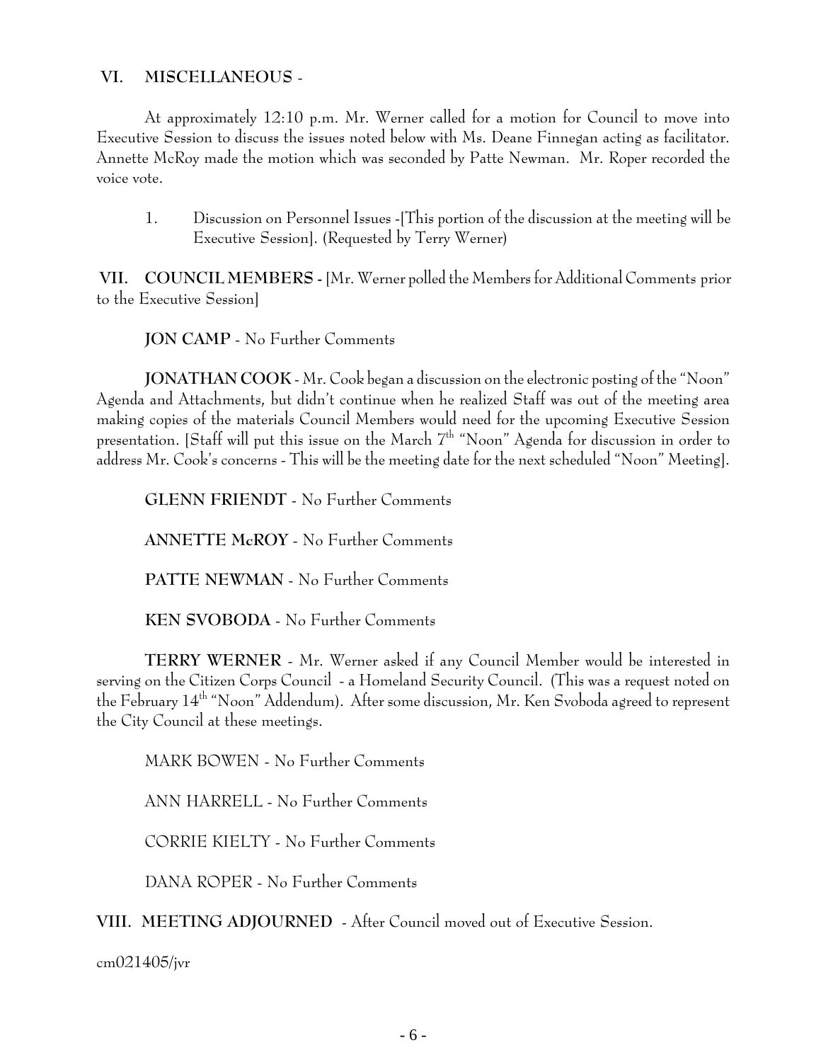## VI. MISCELLANEOUS -

At approximately 12:10 p.m. Mr. Werner called for a motion for Council to move into Executive Session to discuss the issues noted below with Ms. Deane Finnegan acting as facilitator. Annette McRoy made the motion which was seconded by Patte Newman. Mr. Roper recorded the voice vote.

1. Discussion on Personnel Issues -[This portion of the discussion at the meeting will be Executive Session]. (Requested by Terry Werner)

## VII. COUNCIL MEMBERS - [Mr. Werner polled the Members for Additional Comments prior to the Executive Session]

**JON CAMP** - No Further Comments

**JONATHAN COOK** - Mr. Cook began a discussion on the electronic posting of the "Noon" Agenda and Attachments, but didn't continue when he realized Staff was out of the meeting area making copies of the materials Council Members would need for the upcoming Executive Session presentation. [Staff will put this issue on the March 7th "Noon" Agenda for discussion in order to address Mr. Cook's concerns - This will be the meeting date for the next scheduled "Noon" Meeting].

**GLENN FRIENDT** - No Further Comments

**ANNETTE McROY** - No Further Comments

**PATTE NEWMAN** - No Further Comments

**KEN SVOBODA** - No Further Comments

**TERRY WERNER** - Mr. Werner asked if any Council Member would be interested in serving on the Citizen Corps Council - a Homeland Security Council. (This was a request noted on the February 14th "Noon" Addendum). After some discussion, Mr. Ken Svoboda agreed to represent the City Council at these meetings.

MARK BOWEN - No Further Comments

ANN HARRELL - No Further Comments

CORRIE KIELTY - No Further Comments

DANA ROPER - No Further Comments

## VIII. MEETING ADJOURNED - After Council moved out of Executive Session.

cm021405/jvr